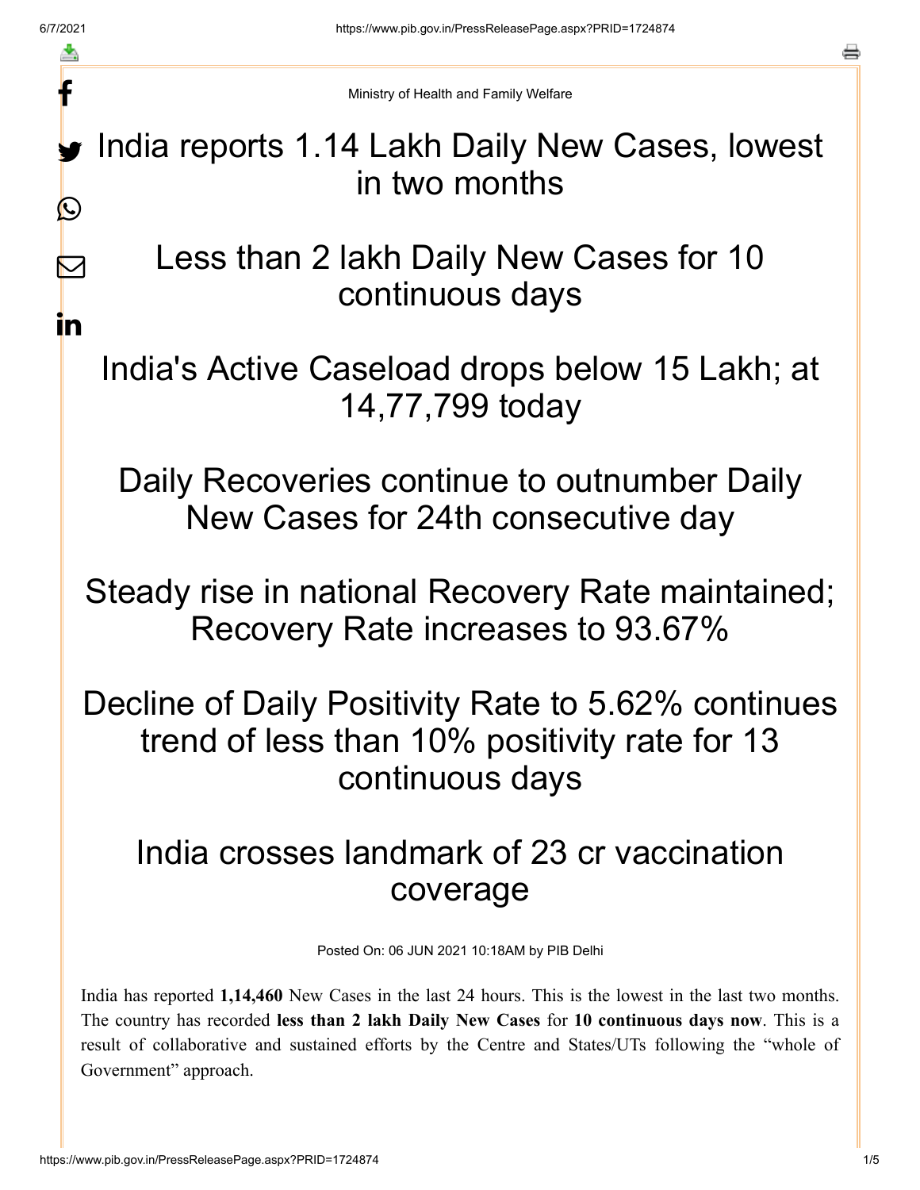Ministry of Health and Family Welfare

# India reports 1.14 Lakh Daily New Cases, lowest in two months

# Less than 2 lakh Daily New Cases for 10 continuous days

# India's Active Caseload drops below 15 Lakh; at 14,77,799 today

# Daily Recoveries continue to outnumber Daily New Cases for 24th consecutive day

# Steady rise in national Recovery Rate maintained; Recovery Rate increases to 93.67%

# Decline of Daily Positivity Rate to 5.62% continues trend of less than 10% positivity rate for 13 continuous days

# India crosses landmark of 23 cr vaccination coverage

Posted On: 06 JUN 2021 10:18AM by PIB Delhi

India has reported **1,14,460** New Cases in the last 24 hours. This is the lowest in the last two months. The country has recorded **less than 2 lakh Daily New Cases** for **10 continuous days now**. This is a result of collaborative and sustained efforts by the Centre and States/UTs following the "whole of Government" approach.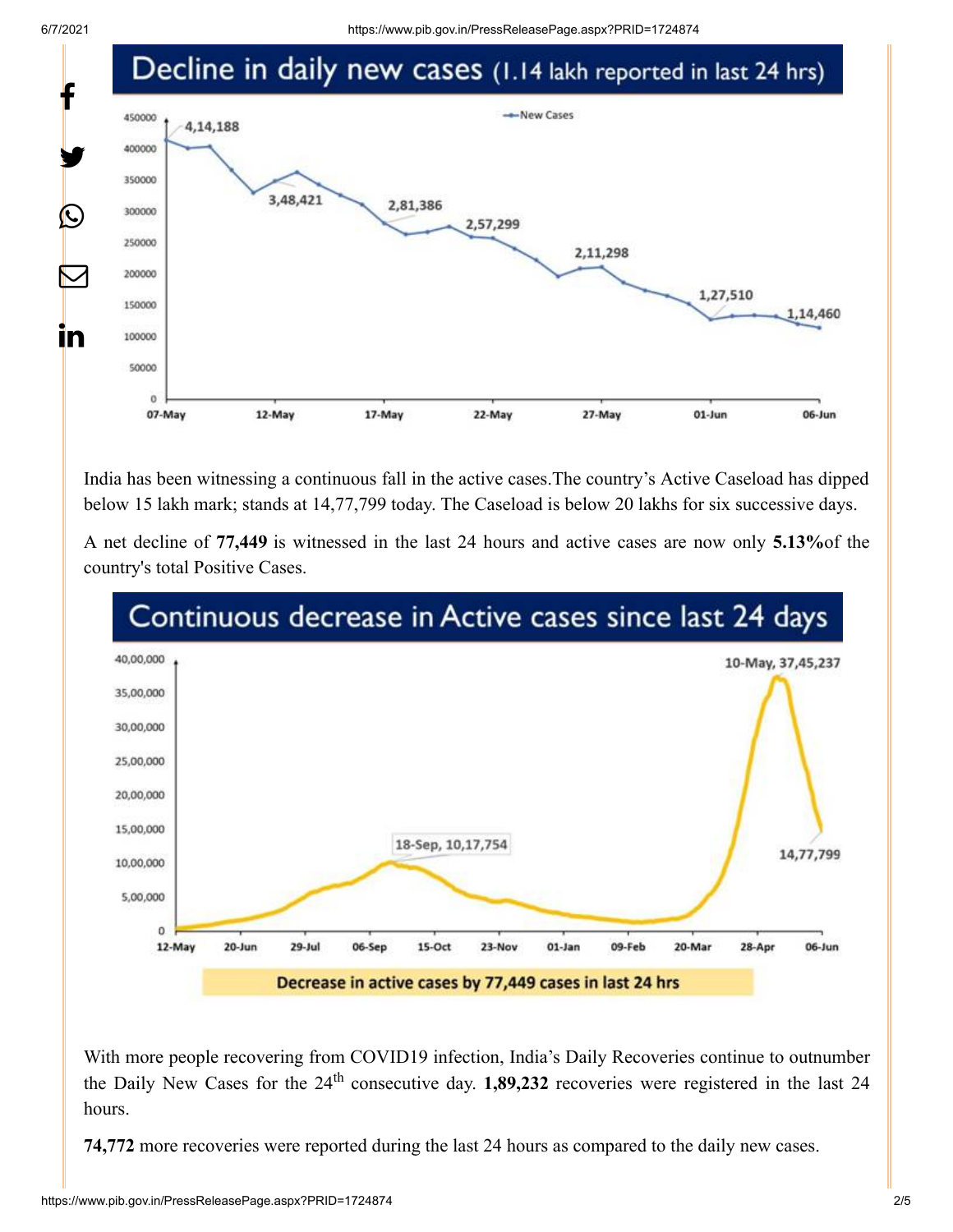## Decline in daily new cases (1.14 lakh reported in last 24 hrs)

India has been witnessing a continuous fall in the active cases.The country's Active Caseload has dipped below 15 lakh mark; stands at 14,77,799 today. The Caseload is below 20 lakhs for six successive days.

A net decline of **77,449** is witnessed in the last 24 hours and active cases are now only **5.13%** of the country's total Positive Cases.

## Continuous decrease in Active cases since last 24 days

Decrease in active cases by 77,449 cases in last 24 hrs

With more people recovering from COVID19 infection, India's Daily Recoveries continue to outnumber the Daily New Cases for the 24th consecutive day. **1,89,232** recoveries were registered in the last 24 hours.

**74,772** more recoveries were reported during the last 24 hours as compared to the daily new cases.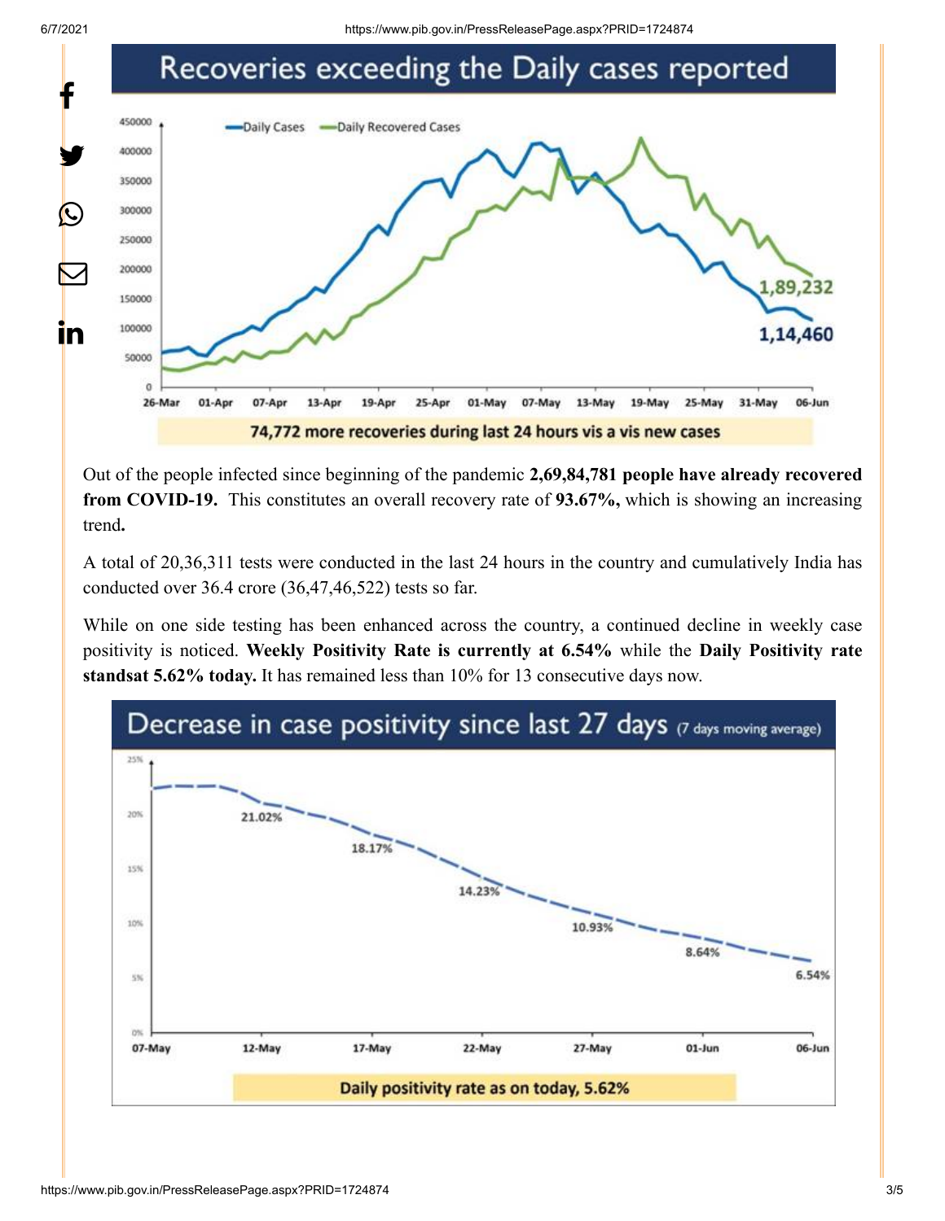## Recoveries exceeding the Daily cases reported

74,772 more recoveries during last 24 hours vis a vis new cases

Out of the people infected since beginning of the pandemic **2,69,84,781 people have already recovered from COVID-19.** This constitutes an overall recovery rate of **93.67%,** which is showing an increasing trend**.**

A total of 20,36,311 tests were conducted in the last 24 hours in the country and cumulatively India has conducted over 36.4 crore (36,47,46,522) tests so far.

While on one side testing has been enhanced across the country, a continued decline in weekly case positivity is noticed. **Weekly Positivity Rate is currently at 6.54%** while the **Daily Positivity rate standsat 5.62% today.** It has remained less than 10% for 13 consecutive days now.

## Decrease in case positivity since last 27 days (7 days moving average)

Daily positivity rate as on today, 5.62%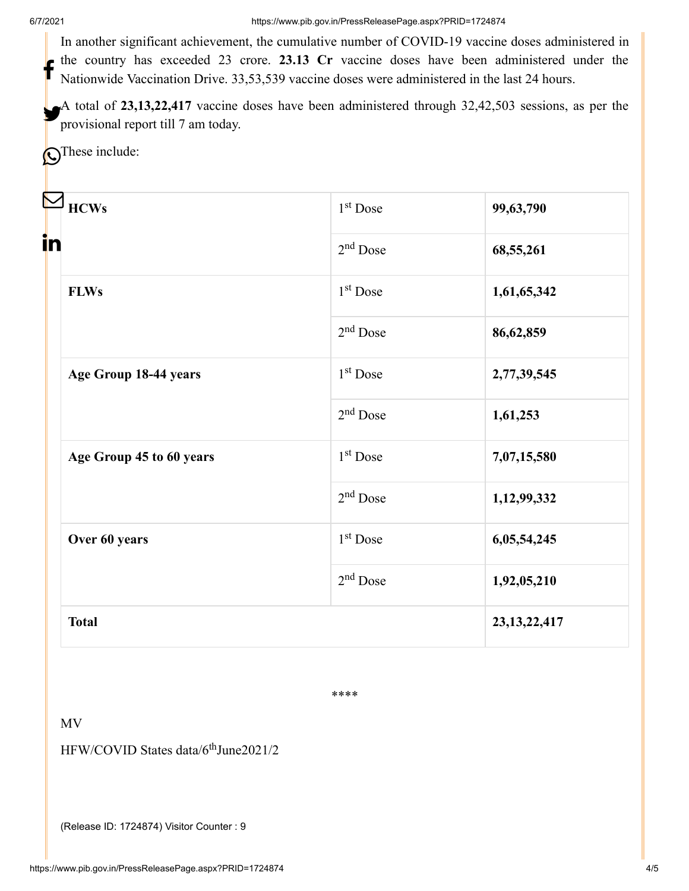In another significant achievement, the cumulative number of COVID-19 vaccine doses administered in the country has exceeded 23 crore. **23.13 Cr** vaccine doses have been administered under the Nationwide Vaccination Drive. 33,53,539 vaccine doses were administered in the last 24 hours.

A total of **23,13,22,417** vaccine doses have been administered through 32,42,503 sessions, as per the provisional report till 7 am today.

These include:

| | | |
|---|---|---|
| **HCWs** | 1st Dose | **99,63,790** |
| | 2nd Dose | **68,55,261** |
| **FLWs** | 1st Dose | **1,61,65,342** |
| | 2nd Dose | **86,62,859** |
| **Age Group 18-44 years** | 1st Dose | **2,77,39,545** |
| | 2nd Dose | **1,61,253** |
| **Age Group 45 to 60 years** | 1st Dose | **7,07,15,580** |
| | 2nd Dose | **1,12,99,332** |
| **Over 60 years** | 1st Dose | **6,05,54,245** |
| | 2nd Dose | **1,92,05,210** |
| **Total** | | **23,13,22,417** |

****

MV

HFW/COVID States data/6th June2021/2

(Release ID: 1724874) Visitor Counter : 9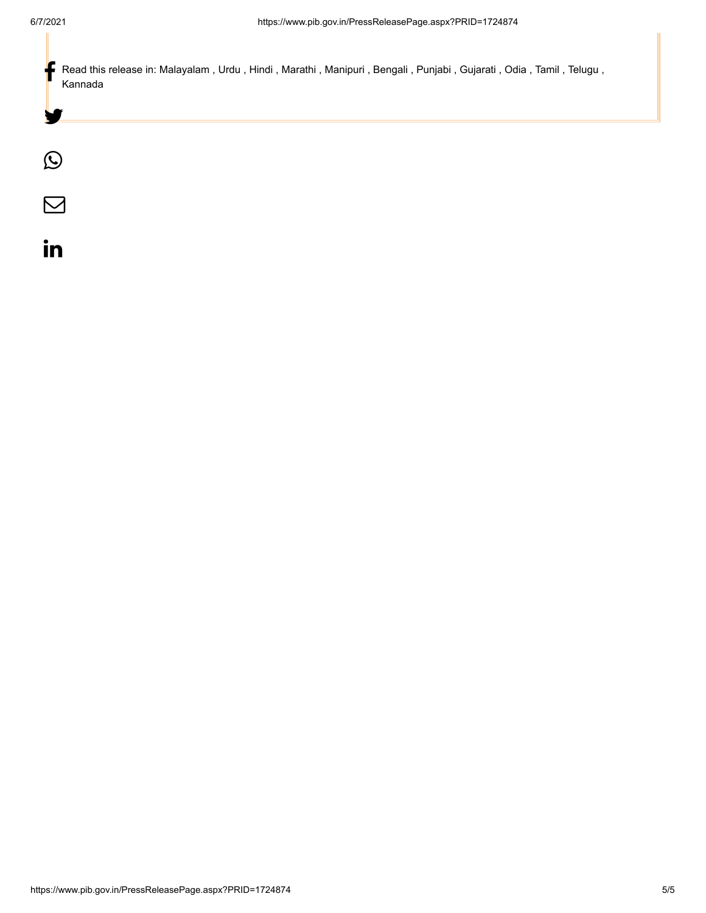Read this release in: Malayalam , Urdu , Hindi , Marathi , Manipuri , Bengali , Punjabi , Gujarati , Odia , Tamil , Telugu , Kannada